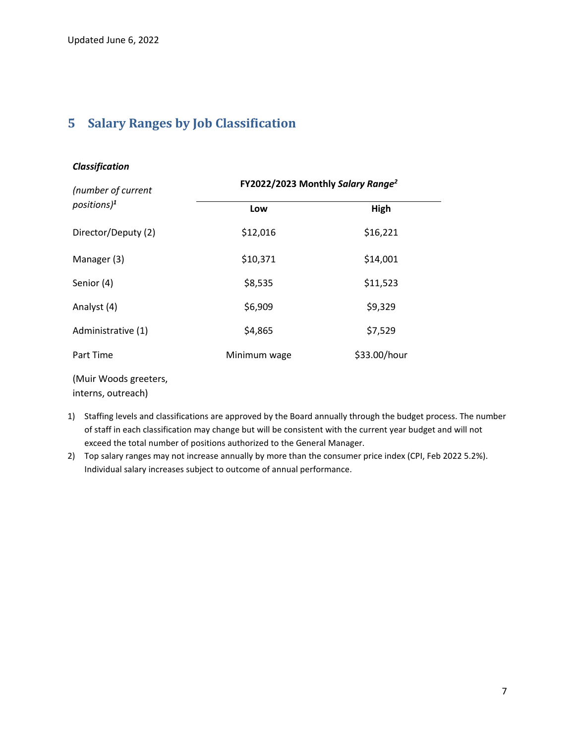Updated June 6, 2022

# 5 Salary Ranges by Job Classification

| ***Classification*** *(number of current positions)*[1] | FY2022/2023 Monthly *Salary Range*[2] | |
|---|---|---|
| | **Low** | **High** |
| Director/Deputy (2) | $12,016 | $16,221 |
| Manager (3) | $10,371 | $14,001 |
| Senior (4) | $8,535 | $11,523 |
| Analyst (4) | $6,909 | $9,329 |
| Administrative (1) | $4,865 | $7,529 |
| Part Time (Muir Woods greeters, interns, outreach) | Minimum wage | $33.00/hour |

1) Staffing levels and classifications are approved by the Board annually through the budget process. The number of staff in each classification may change but will be consistent with the current year budget and will not exceed the total number of positions authorized to the General Manager.
2) Top salary ranges may not increase annually by more than the consumer price index (CPI, Feb 2022 5.2%). Individual salary increases subject to outcome of annual performance.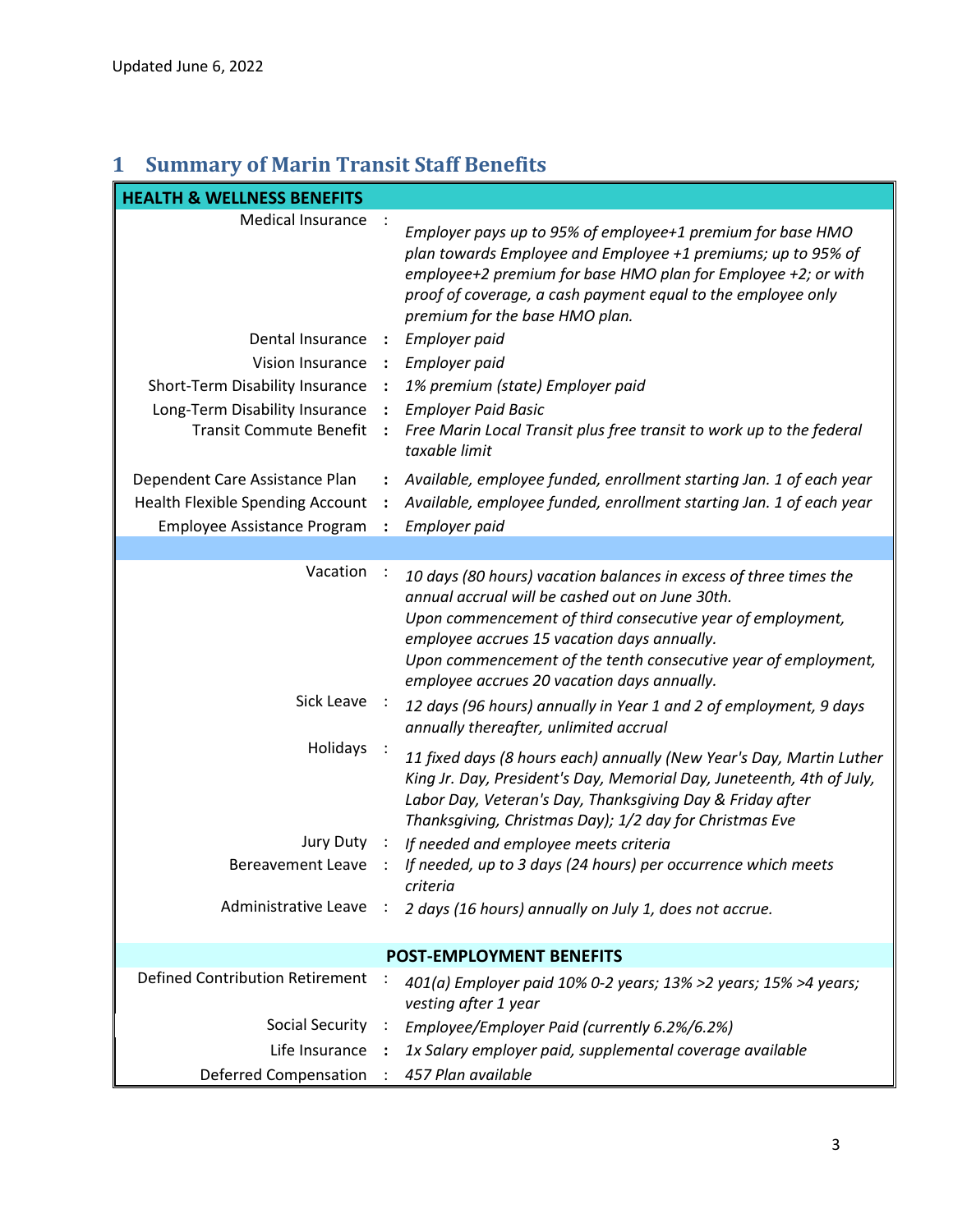Updated June 6, 2022

# 1 Summary of Marin Transit Staff Benefits

| HEALTH & WELLNESS BENEFITS | | |
|---|---|---|
| Medical Insurance | : | *Employer pays up to 95% of employee+1 premium for base HMO plan towards Employee and Employee +1 premiums; up to 95% of employee+2 premium for base HMO plan for Employee +2; or with proof of coverage, a cash payment equal to the employee only premium for the base HMO plan.* |
| Dental Insurance | : | *Employer paid* |
| Vision Insurance | : | *Employer paid* |
| Short-Term Disability Insurance | : | *1% premium (state) Employer paid* |
| Long-Term Disability Insurance | : | *Employer Paid Basic* |
| Transit Commute Benefit | : | *Free Marin Local Transit plus free transit to work up to the federal taxable limit* |
| Dependent Care Assistance Plan | : | *Available, employee funded, enrollment starting Jan. 1 of each year* |
| Health Flexible Spending Account | : | *Available, employee funded, enrollment starting Jan. 1 of each year* |
| Employee Assistance Program | : | *Employer paid* |
| | | |
| Vacation | : | *10 days (80 hours) vacation balances in excess of three times the annual accrual will be cashed out on June 30th. Upon commencement of third consecutive year of employment, employee accrues 15 vacation days annually. Upon commencement of the tenth consecutive year of employment, employee accrues 20 vacation days annually.* |
| Sick Leave | : | *12 days (96 hours) annually in Year 1 and 2 of employment, 9 days annually thereafter, unlimited accrual* |
| Holidays | : | *11 fixed days (8 hours each) annually (New Year's Day, Martin Luther King Jr. Day, President's Day, Memorial Day, Juneteenth, 4th of July, Labor Day, Veteran's Day, Thanksgiving Day & Friday after Thanksgiving, Christmas Day); 1/2 day for Christmas Eve* |
| Jury Duty | : | *If needed and employee meets criteria* |
| Bereavement Leave | : | *If needed, up to 3 days (24 hours) per occurrence which meets criteria* |
| Administrative Leave | : | *2 days (16 hours) annually on July 1, does not accrue.* |
| **POST-EMPLOYMENT BENEFITS** | | |
| Defined Contribution Retirement | : | *401(a) Employer paid 10% 0-2 years; 13% >2 years; 15% >4 years; vesting after 1 year* |
| Social Security | : | *Employee/Employer Paid (currently 6.2%/6.2%)* |
| Life Insurance | : | *1x Salary employer paid, supplemental coverage available* |
| Deferred Compensation | : | *457 Plan available* |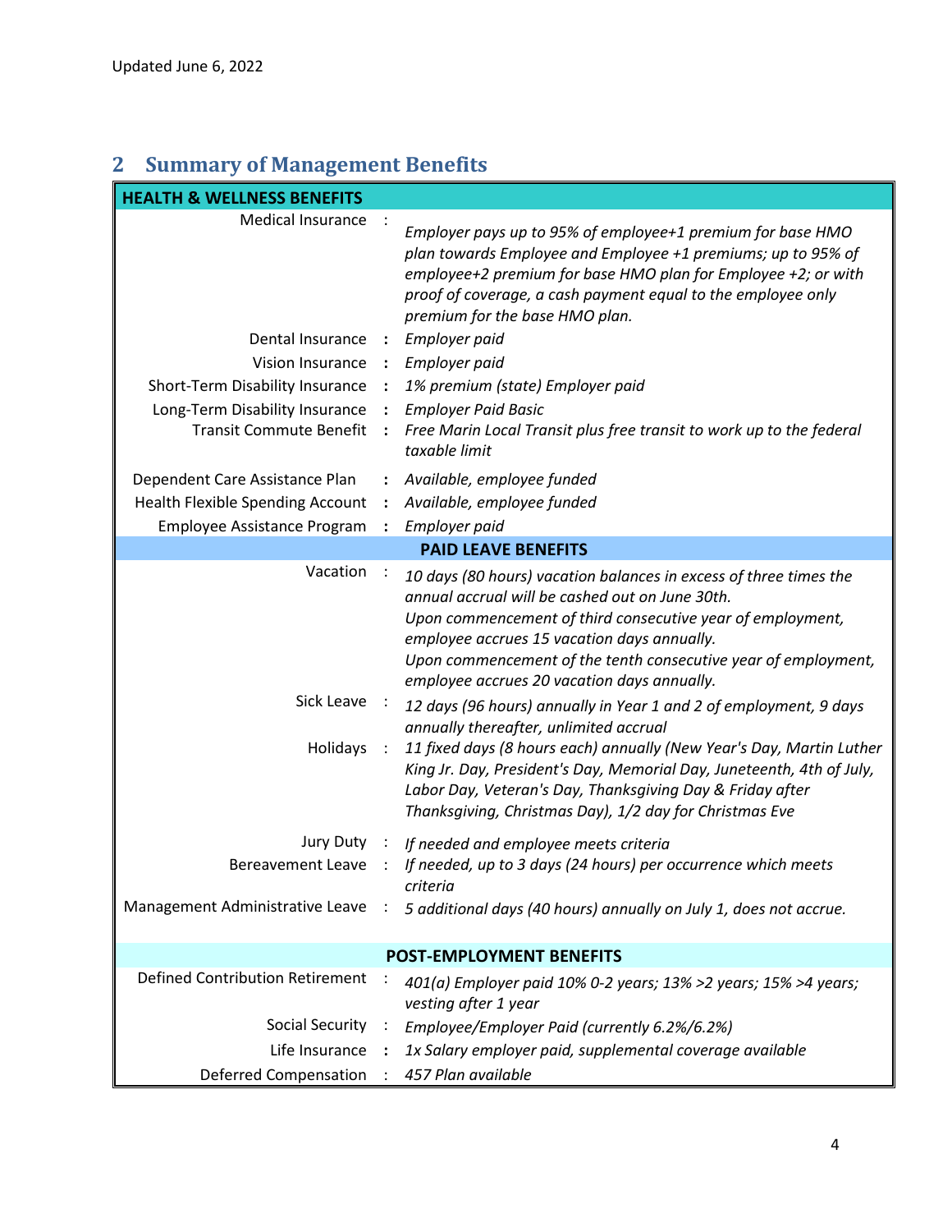Updated June 6, 2022

## 2 Summary of Management Benefits

| | | |
|---|---|---|
| **HEALTH & WELLNESS BENEFITS** | | |
| Medical Insurance | : | *Employer pays up to 95% of employee+1 premium for base HMO plan towards Employee and Employee +1 premiums; up to 95% of employee+2 premium for base HMO plan for Employee +2; or with proof of coverage, a cash payment equal to the employee only premium for the base HMO plan.* |
| Dental Insurance | : | *Employer paid* |
| Vision Insurance | : | *Employer paid* |
| Short-Term Disability Insurance | : | *1% premium (state) Employer paid* |
| Long-Term Disability Insurance | : | *Employer Paid Basic* |
| Transit Commute Benefit | : | *Free Marin Local Transit plus free transit to work up to the federal taxable limit* |
| Dependent Care Assistance Plan | : | *Available, employee funded* |
| Health Flexible Spending Account | : | *Available, employee funded* |
| Employee Assistance Program | : | *Employer paid* |
| **PAID LEAVE BENEFITS** | | |
| Vacation | : | *10 days (80 hours) vacation balances in excess of three times the annual accrual will be cashed out on June 30th.* *Upon commencement of third consecutive year of employment, employee accrues 15 vacation days annually.* *Upon commencement of the tenth consecutive year of employment, employee accrues 20 vacation days annually.* |
| Sick Leave | : | *12 days (96 hours) annually in Year 1 and 2 of employment, 9 days annually thereafter, unlimited accrual* |
| Holidays | : | *11 fixed days (8 hours each) annually (New Year's Day, Martin Luther King Jr. Day, President's Day, Memorial Day, Juneteenth, 4th of July, Labor Day, Veteran's Day, Thanksgiving Day & Friday after Thanksgiving, Christmas Day), 1/2 day for Christmas Eve* |
| Jury Duty | : | *If needed and employee meets criteria* |
| Bereavement Leave | : | *If needed, up to 3 days (24 hours) per occurrence which meets criteria* |
| Management Administrative Leave | : | *5 additional days (40 hours) annually on July 1, does not accrue.* |
| **POST-EMPLOYMENT BENEFITS** | | |
| Defined Contribution Retirement | : | *401(a) Employer paid 10% 0-2 years; 13% >2 years; 15% >4 years; vesting after 1 year* |
| Social Security | : | *Employee/Employer Paid (currently 6.2%/6.2%)* |
| Life Insurance | : | *1x Salary employer paid, supplemental coverage available* |
| Deferred Compensation | : | *457 Plan available* |